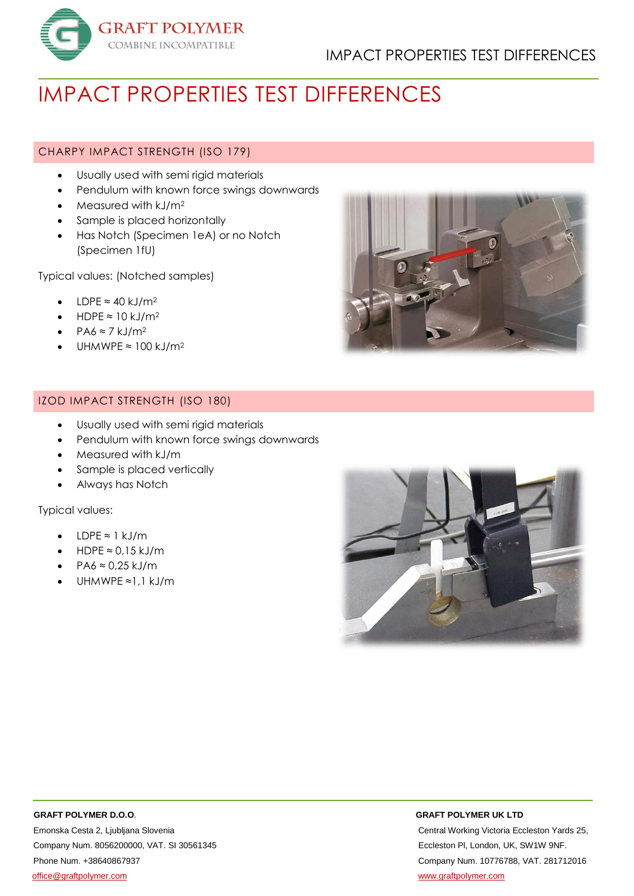# IMPACT PROPERTIES TEST DIFFERENCES

## CHARPY IMPACT STRENGTH (ISO 179)

- Usually used with semi rigid materials
- Pendulum with known force swings downwards
- Measured with $kJ/m^2$
- Sample is placed horizontally
- Has Notch (Specimen 1eA) or no Notch (Specimen 1fU)

Typical values: (Notched samples)

- LDPE ≈ 40 $kJ/m^2$
- HDPE ≈ 10 $kJ/m^2$
- PA6 ≈ 7 $kJ/m^2$
- UHMWPE ≈ 100 $kJ/m^2$

## IZOD IMPACT STRENGTH (ISO 180)

- Usually used with semi rigid materials
- Pendulum with known force swings downwards
- Measured with kJ/m
- Sample is placed vertically
- Always has Notch

Typical values:

- LDPE ≈ 1 kJ/m
- HDPE ≈ 0,15 kJ/m
- PA6 ≈ 0,25 kJ/m
- UHMWPE ≈1,1 kJ/m

**GRAFT POLYMER D.O.O.**
Emonska Cesta 2, Ljubljana Slovenia
Company Num. 8056200000, VAT. SI 30561345
Phone Num. +38640867937
office@graftpolymer.com

**GRAFT POLYMER UK LTD**
Central Working Victoria Eccleston Yards 25, Eccleston Pl, London, UK, SW1W 9NF.
Company Num. 10776788, VAT. 281712016
www.graftpolymer.com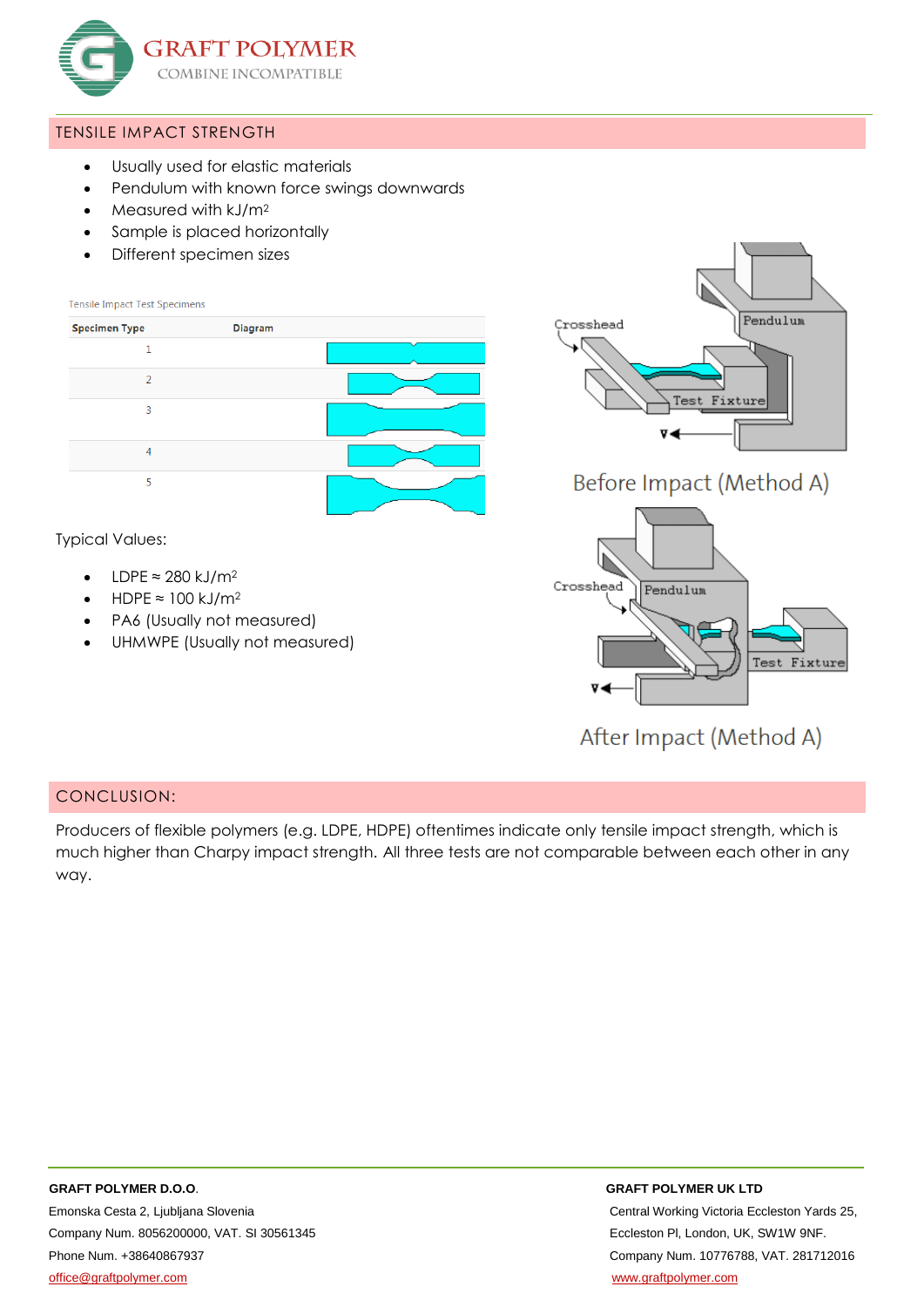## TENSILE IMPACT STRENGTH

- Usually used for elastic materials
- Pendulum with known force swings downwards
- Measured with $kJ/m^2$
- Sample is placed horizontally
- Different specimen sizes

Tensile Impact Test Specimens

| Specimen Type | Diagram |
|---|---|
| 1 | |
| 2 | |
| 3 | |
| 4 | |
| 5 | |

Crosshead
Pendulum
Test Fixture
V

Before Impact (Method A)

Crosshead
Pendulum
Test Fixture
V

After Impact (Method A)

Typical Values:

- LDPE ≈ 280 $kJ/m^2$
- HDPE ≈ 100 $kJ/m^2$
- PA6 (Usually not measured)
- UHMWPE (Usually not measured)

## CONCLUSION:

Producers of flexible polymers (e.g. LDPE, HDPE) oftentimes indicate only tensile impact strength, which is much higher than Charpy impact strength. All three tests are not comparable between each other in any way.